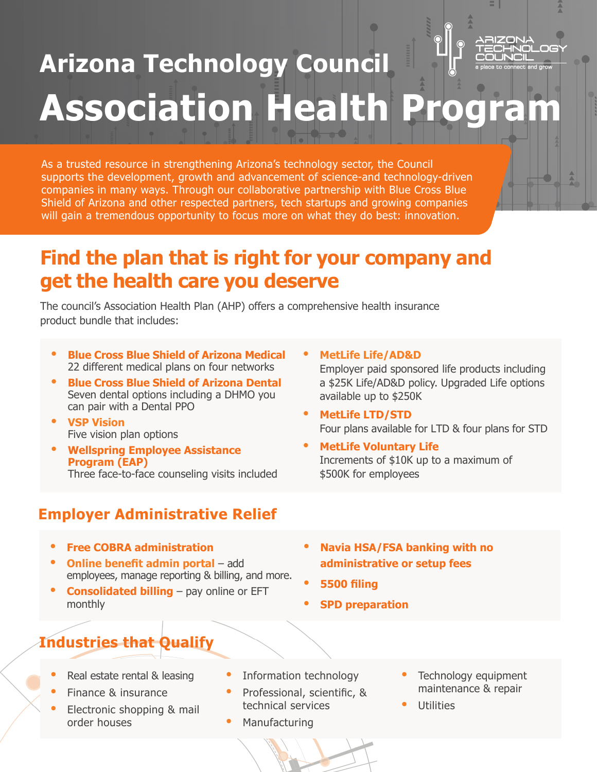# Arizona Technology Council

# Association Health Program

As a trusted resource in strengthening Arizona's technology sector, the Council supports the development, growth and advancement of science-and technology-driven companies in many ways. Through our collaborative partnership with Blue Cross Blue Shield of Arizona and other respected partners, tech startups and growing companies will gain a tremendous opportunity to focus more on what they do best: innovation.

## Find the plan that is right for your company and get the health care you deserve

The council's Association Health Plan (AHP) offers a comprehensive health insurance product bundle that includes:

- **Blue Cross Blue Shield of Arizona Medical**
  22 different medical plans on four networks
- **Blue Cross Blue Shield of Arizona Dental**
  Seven dental options including a DHMO you can pair with a Dental PPO
- **VSP Vision**
  Five vision plan options
- **Wellspring Employee Assistance Program (EAP)**
  Three face-to-face counseling visits included
- **MetLife Life/AD&D**
  Employer paid sponsored life products including a $25K Life/AD&D policy. Upgraded Life options available up to $250K
- **MetLife LTD/STD**
  Four plans available for LTD & four plans for STD
- **MetLife Voluntary Life**
  Increments of $10K up to a maximum of $500K for employees

## Employer Administrative Relief

- **Free COBRA administration**
- **Online benefit admin portal** – add employees, manage reporting & billing, and more.
- **Consolidated billing** – pay online or EFT monthly
- **Navia HSA/FSA banking with no administrative or setup fees**
- **5500 filing**
- **SPD preparation**

## Industries that Qualify

- Real estate rental & leasing
- Finance & insurance
- Electronic shopping & mail order houses
- Information technology
- Professional, scientific, & technical services
- Manufacturing
- Technology equipment maintenance & repair
- Utilities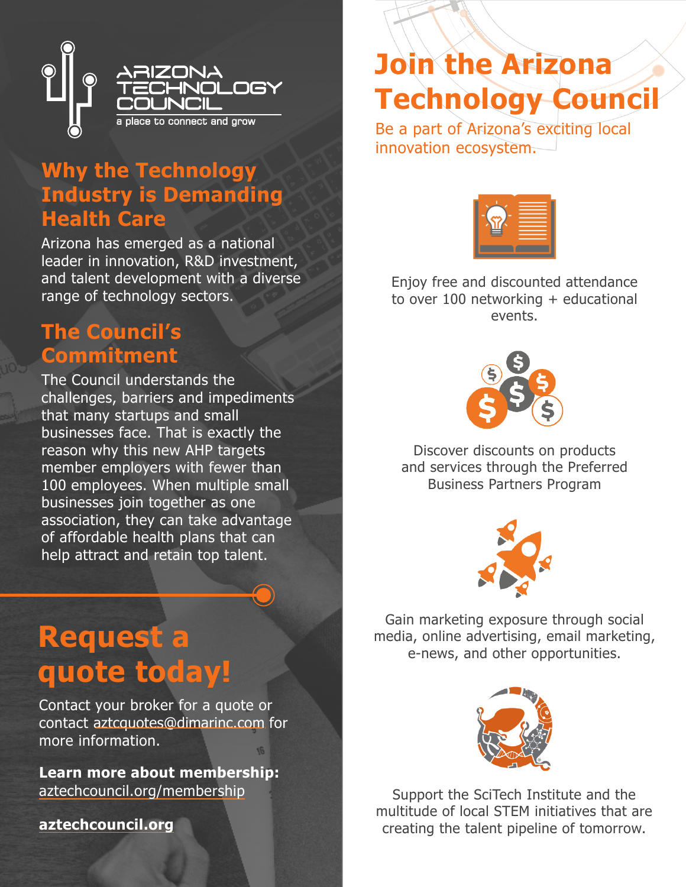ARIZONA TECHNOLOGY COUNCIL

a place to connect and grow

## Why the Technology Industry is Demanding Health Care

Arizona has emerged as a national leader in innovation, R&D investment, and talent development with a diverse range of technology sectors.

## The Council's Commitment

The Council understands the challenges, barriers and impediments that many startups and small businesses face. That is exactly the reason why this new AHP targets member employers with fewer than 100 employees. When multiple small businesses join together as one association, they can take advantage of affordable health plans that can help attract and retain top talent.

# Request a quote today!

Contact your broker for a quote or contact aztcquotes@dimarinc.com for more information.

**Learn more about membership:**
aztechcouncil.org/membership

**aztechcouncil.org**

# Join the Arizona Technology Council

Be a part of Arizona's exciting local innovation ecosystem.

Enjoy free and discounted attendance to over 100 networking + educational events.

Discover discounts on products and services through the Preferred Business Partners Program

Gain marketing exposure through social media, online advertising, email marketing, e-news, and other opportunities.

Support the SciTech Institute and the multitude of local STEM initiatives that are creating the talent pipeline of tomorrow.